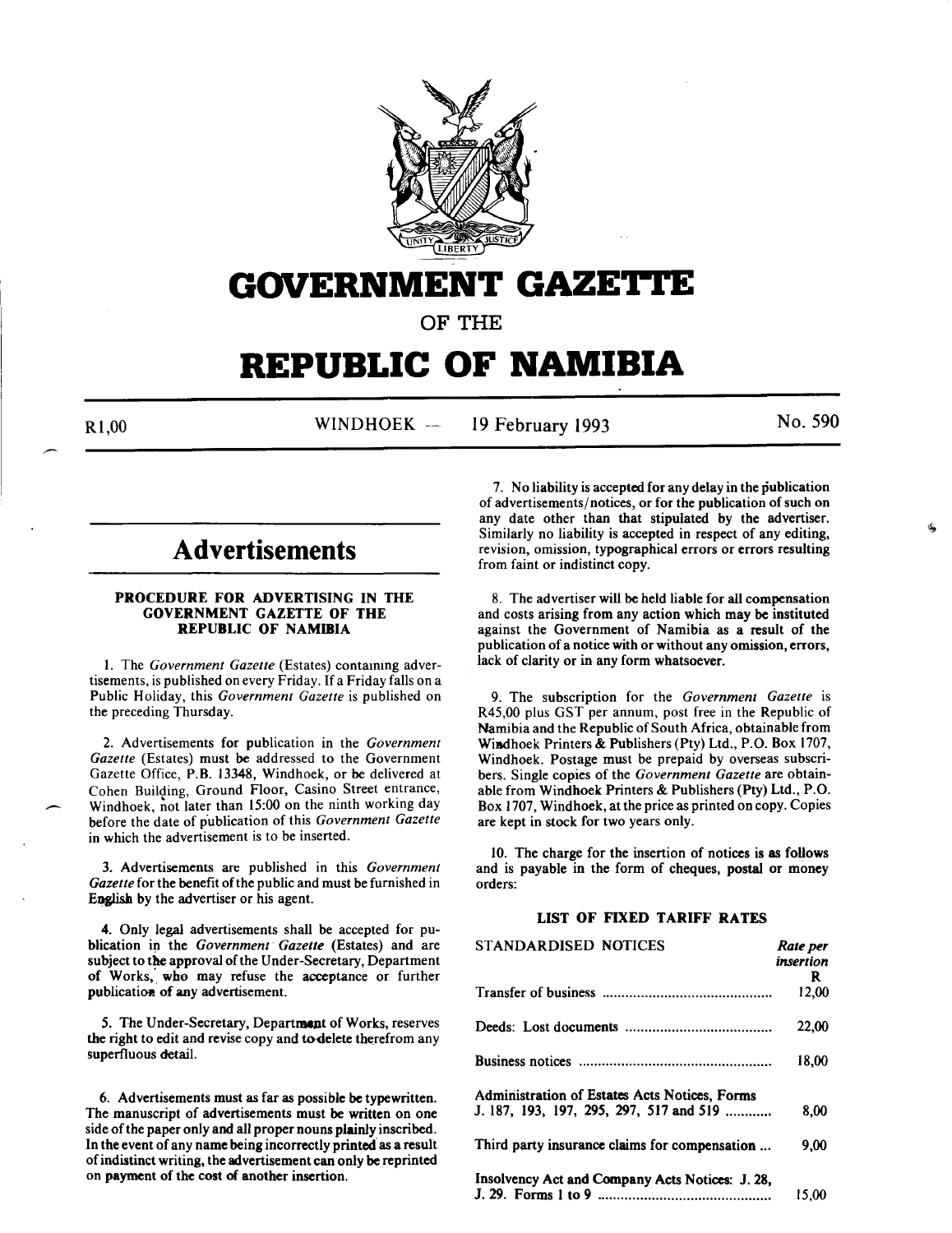# GOVERNMENT GAZETTE

OF THE

# REPUBLIC OF NAMIBIA

R1,00 WINDHOEK — 19 February 1993 No. 590

## Advertisements

### PROCEDURE FOR ADVERTISING IN THE GOVERNMENT GAZETTE OF THE REPUBLIC OF NAMIBIA

1. The *Government Gazette* (Estates) containing advertisements, is published on every Friday. If a Friday falls on a Public Holiday, this *Government Gazette* is published on the preceding Thursday.

2. Advertisements for publication in the *Government Gazette* (Estates) must be addressed to the Government Gazette Office, P.B. 13348, Windhoek, or be delivered at Cohen Building, Ground Floor, Casino Street entrance, Windhoek, not later than 15:00 on the ninth working day before the date of publication of this *Government Gazette* in which the advertisement is to be inserted.

3. Advertisements are published in this *Government Gazette* for the benefit of the public and must be furnished in English by the advertiser or his agent.

4. Only legal advertisements shall be accepted for publication in the *Government Gazette* (Estates) and are subject to the approval of the Under-Secretary, Department of Works, who may refuse the acceptance or further publication of any advertisement.

5. The Under-Secretary, Department of Works, reserves the right to edit and revise copy and to delete therefrom any superfluous detail.

6. Advertisements must as far as possible be typewritten. The manuscript of advertisements must be written on one side of the paper only and all proper nouns plainly inscribed. In the event of any name being incorrectly printed as a result of indistinct writing, the advertisement can only be reprinted on payment of the cost of another insertion.

7. No liability is accepted for any delay in the publication of advertisements/notices, or for the publication of such on any date other than that stipulated by the advertiser. Similarly no liability is accepted in respect of any editing, revision, omission, typographical errors or errors resulting from faint or indistinct copy.

8. The advertiser will be held liable for all compensation and costs arising from any action which may be instituted against the Government of Namibia as a result of the publication of a notice with or without any omission, errors, lack of clarity or in any form whatsoever.

9. The subscription for the *Government Gazette* is R45,00 plus GST per annum, post free in the Republic of Namibia and the Republic of South Africa, obtainable from Windhoek Printers & Publishers (Pty) Ltd., P.O. Box 1707, Windhoek. Postage must be prepaid by overseas subscribers. Single copies of the *Government Gazette* are obtainable from Windhoek Printers & Publishers (Pty) Ltd., P.O. Box 1707, Windhoek, at the price as printed on copy. Copies are kept in stock for two years only.

10. The charge for the insertion of notices is as follows and is payable in the form of cheques, postal or money orders:

### LIST OF FIXED TARIFF RATES

| STANDARDISED NOTICES | *Rate per insertion* R |
|---|---|
| Transfer of business | 12,00 |
| Deeds: Lost documents | 22,00 |
| Business notices | 18,00 |
| Administration of Estates Acts Notices, Forms J. 187, 193, 197, 295, 297, 517 and 519 | 8,00 |
| Third party insurance claims for compensation | 9,00 |
| Insolvency Act and Company Acts Notices: J. 28, J. 29. Forms 1 to 9 | 15,00 |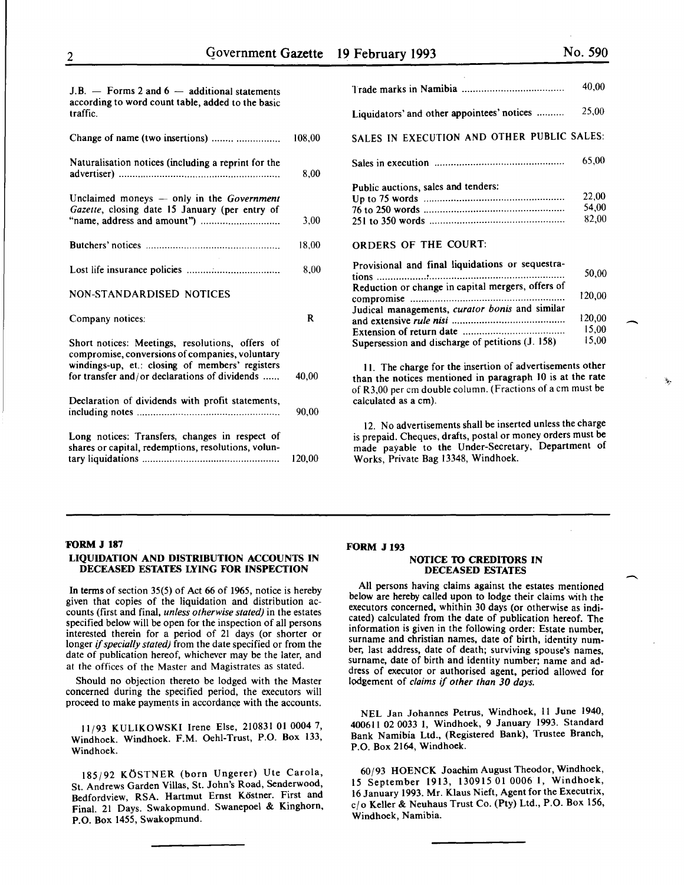J.B. — Forms 2 and 6 — additional statements according to word count table, added to the basic traffic.

| | |
|---|---|
| Change of name (two insertions) | 108,00 |
| Naturalisation notices (including a reprint for the advertiser) | 8,00 |
| Unclaimed moneys — only in the *Government Gazette*, closing date 15 January (per entry of "name, address and amount") | 3,00 |
| Butchers' notices | 18,00 |
| Lost life insurance policies | 8,00 |

NON-STANDARDISED NOTICES

| | |
|---|---|
| Company notices: | R |
| Short notices: Meetings, resolutions, offers of compromise, conversions of companies, voluntary windings-up, et.: closing of members' registers for transfer and/or declarations of dividends | 40,00 |
| Declaration of dividends with profit statements, including notes | 90,00 |
| Long notices: Transfers, changes in respect of shares or capital, redemptions, resolutions, voluntary liquidations | 120,00 |
| Trade marks in Namibia | 40,00 |
| Liquidators' and other appointees' notices | 25,00 |

SALES IN EXECUTION AND OTHER PUBLIC SALES:

| | |
|---|---|
| Sales in execution | 65,00 |
| Public auctions, sales and tenders: | |
| Up to 75 words | 22,00 |
| 76 to 250 words | 54,00 |
| 251 to 350 words | 82,00 |

ORDERS OF THE COURT:

| | |
|---|---|
| Provisional and final liquidations or sequestrations | 50,00 |
| Reduction or change in capital mergers, offers of compromise | 120,00 |
| Judical managements, *curator bonis* and similar and extensive *rule nisi* | 120,00 |
| Extension of return date | 15,00 |
| Supersession and discharge of petitions (J. 158) | 15,00 |

11. The charge for the insertion of advertisements other than the notices mentioned in paragraph 10 is at the rate of R3,00 per cm double column. (Fractions of a cm must be calculated as a cm).

12. No advertisements shall be inserted unless the charge is prepaid. Cheques, drafts, postal or money orders must be made payable to the Under-Secretary, Department of Works, Private Bag 13348, Windhoek.

---

**FORM J 187**

**LIQUIDATION AND DISTRIBUTION ACCOUNTS IN DECEASED ESTATES LYING FOR INSPECTION**

In terms of section 35(5) of Act 66 of 1965, notice is hereby given that copies of the liquidation and distribution accounts (first and final, *unless otherwise stated)* in the estates specified below will be open for the inspection of all persons interested therein for a period of 21 days (or shorter or longer *if specially stated)* from the date specified or from the date of publication hereof, whichever may be the later, and at the offices of the Master and Magistrates as stated.

Should no objection thereto be lodged with the Master concerned during the specified period, the executors will proceed to make payments in accordance with the accounts.

11/93 KULIKOWSKI Irene Else, 210831 01 0004 7, Windhoek. Windhoek. F.M. Oehl-Trust, P.O. Box 133, Windhoek.

185/92 KÖSTNER (born Ungerer) Ute Carola, St. Andrews Garden Villas, St. John's Road, Senderwood, Bedfordview, RSA. Hartmut Ernst Köstner. First and Final. 21 Days. Swakopmund. Swanepoel & Kinghorn, P.O. Box 1455, Swakopmund.

**FORM J 193**

**NOTICE TO CREDITORS IN DECEASED ESTATES**

All persons having claims against the estates mentioned below are hereby called upon to lodge their claims with the executors concerned, whithin 30 days (or otherwise as indicated) calculated from the date of publication hereof. The information is given in the following order: Estate number, surname and christian names, date of birth, identity number, last address, date of death; surviving spouse's names, surname, date of birth and identity number; name and address of executor or authorised agent, period allowed for lodgement of *claims if other than 30 days.*

NEL Jan Johannes Petrus, Windhoek, 11 June 1940, 400611 02 0033 1, Windhoek, 9 January 1993. Standard Bank Namibia Ltd., (Registered Bank), Trustee Branch, P.O. Box 2164, Windhoek.

60/93 HOENCK Joachim August Theodor, Windhoek, 15 September 1913, 130915 01 0006 1, Windhoek, 16 January 1993. Mr. Klaus Nieft, Agent for the Executrix, c/o Keller & Neuhaus Trust Co. (Pty) Ltd., P.O. Box 156, Windhoek, Namibia.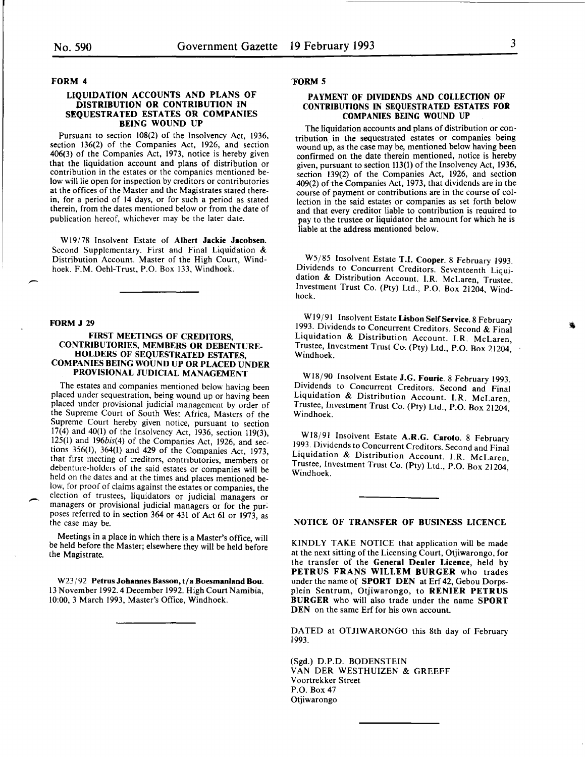### FORM 4

#### LIQUIDATION ACCOUNTS AND PLANS OF DISTRIBUTION OR CONTRIBUTION IN SEQUESTRATED ESTATES OR COMPANIES BEING WOUND UP

Pursuant to section 108(2) of the Insolvency Act, 1936, section 136(2) of the Companies Act, 1926, and section 406(3) of the Companies Act, 1973, notice is hereby given that the liquidation account and plans of distribution or contribution in the estates or the companies mentioned below will lie open for inspection by creditors or contributories at the offices of the Master and the Magistrates stated therein, for a period of 14 days, or for such a period as stated therein, from the dates mentioned below or from the date of publication hereof, whichever may be the later date.

W19/78 Insolvent Estate of **Albert Jackie Jacobsen**. Second Supplementary. First and Final Liquidation & Distribution Account. Master of the High Court, Windhoek. F.M. Oehl-Trust, P.O. Box 133, Windhoek.

---

### FORM J 29

#### FIRST MEETINGS OF CREDITORS, CONTRIBUTORIES, MEMBERS OR DEBENTURE-HOLDERS OF SEQUESTRATED ESTATES, COMPANIES BEING WOUND UP OR PLACED UNDER PROVISIONAL JUDICIAL MANAGEMENT

The estates and companies mentioned below having been placed under sequestration, being wound up or having been placed under provisional judicial management by order of the Supreme Court of South West Africa, Masters of the Supreme Court hereby given notice, pursuant to section 17(4) and 40(1) of the Insolvency Act, 1936, section 119(3), 125(1) and 196*bis*(4) of the Companies Act, 1926, and sections 356(1), 364(1) and 429 of the Companies Act, 1973, that first meeting of creditors, contributories, members or debenture-holders of the said estates or companies will be held on the dates and at the times and places mentioned below, for proof of claims against the estates or companies, the election of trustees, liquidators or judicial managers or managers or provisional judicial managers or for the purposes referred to in section 364 or 431 of Act 61 or 1973, as the case may be.

Meetings in a place in which there is a Master's office, will be held before the Master; elsewhere they will be held before the Magistrate.

W23/92 **Petrus Johannes Basson, t/a Boesmanland Bou.** 13 November 1992. 4 December 1992. High Court Namibia, 10:00, 3 March 1993, Master's Office, Windhoek.

---

### FORM 5

#### PAYMENT OF DIVIDENDS AND COLLECTION OF CONTRIBUTIONS IN SEQUESTRATED ESTATES FOR COMPANIES BEING WOUND UP

The liquidation accounts and plans of distribution or contribution in the sequestrated estates or companies being wound up, as the case may be, mentioned below having been confirmed on the date therein mentioned, notice is hereby given, pursuant to section 113(1) of the Insolvency Act, 1936, section 139(2) of the Companies Act, 1926, and section 409(2) of the Companies Act, 1973, that dividends are in the course of payment or contributions are in the course of collection in the said estates or companies as set forth below and that every creditor liable to contribution is required to pay to the trustee or liquidator the amount for which he is liable at the address mentioned below.

W5/85 Insolvent Estate **T.I. Cooper**. 8 February 1993. Dividends to Concurrent Creditors. Seventeenth Liquidation & Distribution Account. I.R. McLaren, Trustee, Investment Trust Co. (Pty) Ltd., P.O. Box 21204, Windhoek.

W19/91 Insolvent Estate **Lisbon Self Service.** 8 February 1993. Dividends to Concurrent Creditors. Second & Final Liquidation & Distribution Account. I.R. McLaren, Trustee, Investment Trust Co. (Pty) Ltd., P.O. Box 21204, Windhoek.

W18/90 Insolvent Estate **J.G. Fourie**. 8 February 1993. Dividends to Concurrent Creditors. Second and Final Liquidation & Distribution Account. I.R. McLaren, Trustee, Investment Trust Co. (Pty) Ltd., P.O. Box 21204, Windhoek.

W18/91 Insolvent Estate **A.R.G. Caroto.** 8 February 1993. Dividends to Concurrent Creditors. Second and Final Liquidation & Distribution Account. I.R. McLaren, Trustee, Investment Trust Co. (Pty) Ltd., P.O. Box 21204, Windhoek.

---

#### NOTICE OF TRANSFER OF BUSINESS LICENCE

KINDLY TAKE NOTICE that application will be made at the next sitting of the Licensing Court, Otjiwarongo, for the transfer of the **General Dealer Licence**, held by **PETRUS FRANS WILLEM BURGER** who trades under the name of **SPORT DEN** at Erf 42, Gebou Dorpsplein Sentrum, Otjiwarongo, to **RENIER PETRUS BURGER** who will also trade under the name **SPORT DEN** on the same Erf for his own account.

DATED at OTJIWARONGO this 8th day of February 1993.

(Sgd.) D.P.D. BODENSTEIN
VAN DER WESTHUIZEN & GREEFF
Voortrekker Street
P.O. Box 47
Otjiwarongo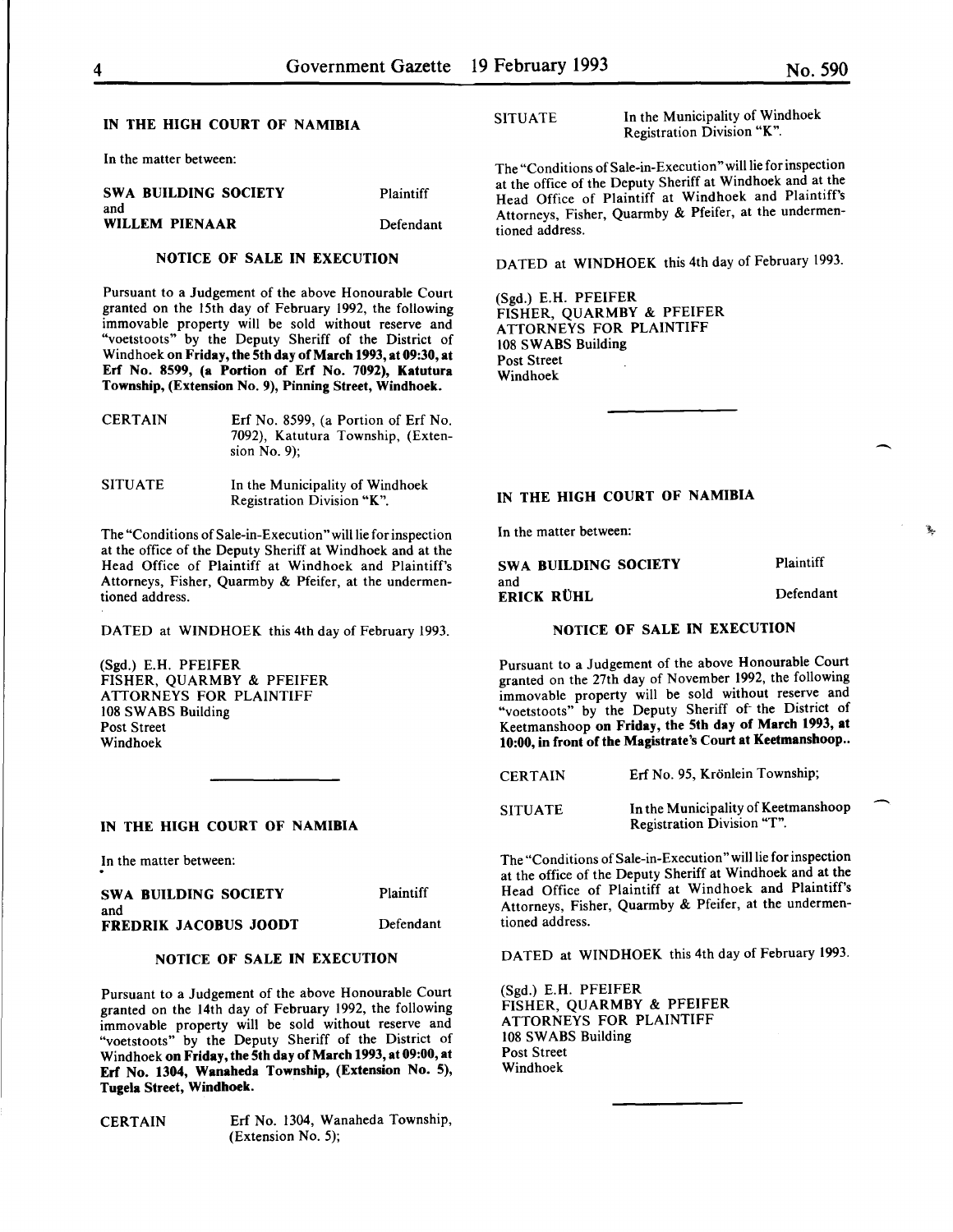## IN THE HIGH COURT OF NAMIBIA

In the matter between:

| | |
|---|---|
| **SWA BUILDING SOCIETY** | Plaintiff |
| and | |
| **WILLEM PIENAAR** | Defendant |

### NOTICE OF SALE IN EXECUTION

Pursuant to a Judgement of the above Honourable Court granted on the 15th day of February 1992, the following immovable property will be sold without reserve and "voetstoots" by the Deputy Sheriff of the District of Windhoek **on Friday, the 5th day of March 1993, at 09:30, at Erf No. 8599, (a Portion of Erf No. 7092), Katutura Township, (Extension No. 9), Pinning Street, Windhoek.**

| | |
|---|---|
| CERTAIN | Erf No. 8599, (a Portion of Erf No. 7092), Katutura Township, (Extension No. 9); |
| SITUATE | In the Municipality of Windhoek Registration Division "K". |

The "Conditions of Sale-in-Execution" will lie for inspection at the office of the Deputy Sheriff at Windhoek and at the Head Office of Plaintiff at Windhoek and Plaintiff's Attorneys, Fisher, Quarmby & Pfeifer, at the undermentioned address.

DATED at WINDHOEK this 4th day of February 1993.

(Sgd.) E.H. PFEIFER
FISHER, QUARMBY & PFEIFER
ATTORNEYS FOR PLAINTIFF
108 SWABS Building
Post Street
Windhoek

---

## IN THE HIGH COURT OF NAMIBIA

In the matter between:

| | |
|---|---|
| **SWA BUILDING SOCIETY** | Plaintiff |
| and | |
| **FREDRIK JACOBUS JOODT** | Defendant |

### NOTICE OF SALE IN EXECUTION

Pursuant to a Judgement of the above Honourable Court granted on the 14th day of February 1992, the following immovable property will be sold without reserve and "voetstoots" by the Deputy Sheriff of the District of Windhoek **on Friday, the 5th day of March 1993, at 09:00, at Erf No. 1304, Wanaheda Township, (Extension No. 5), Tugela Street, Windhoek.**

| | |
|---|---|
| CERTAIN | Erf No. 1304, Wanaheda Township, (Extension No. 5); |
| SITUATE | In the Municipality of Windhoek Registration Division "K". |

The "Conditions of Sale-in-Execution" will lie for inspection at the office of the Deputy Sheriff at Windhoek and at the Head Office of Plaintiff at Windhoek and Plaintiff's Attorneys, Fisher, Quarmby & Pfeifer, at the undermentioned address.

DATED at WINDHOEK this 4th day of February 1993.

(Sgd.) E.H. PFEIFER
FISHER, QUARMBY & PFEIFER
ATTORNEYS FOR PLAINTIFF
108 SWABS Building
Post Street
Windhoek

---

## IN THE HIGH COURT OF NAMIBIA

In the matter between:

| | |
|---|---|
| **SWA BUILDING SOCIETY** | Plaintiff |
| and | |
| **ERICK RÜHL** | Defendant |

### NOTICE OF SALE IN EXECUTION

Pursuant to a Judgement of the above Honourable Court granted on the 27th day of November 1992, the following immovable property will be sold without reserve and "voetstoots" by the Deputy Sheriff of the District of Keetmanshoop **on Friday, the 5th day of March 1993, at 10:00, in front of the Magistrate's Court at Keetmanshoop..**

| | |
|---|---|
| CERTAIN | Erf No. 95, Krönlein Township; |
| SITUATE | In the Municipality of Keetmanshoop Registration Division "T". |

The "Conditions of Sale-in-Execution" will lie for inspection at the office of the Deputy Sheriff at Windhoek and at the Head Office of Plaintiff at Windhoek and Plaintiff's Attorneys, Fisher, Quarmby & Pfeifer, at the undermentioned address.

DATED at WINDHOEK this 4th day of February 1993.

(Sgd.) E.H. PFEIFER
FISHER, QUARMBY & PFEIFER
ATTORNEYS FOR PLAINTIFF
108 SWABS Building
Post Street
Windhoek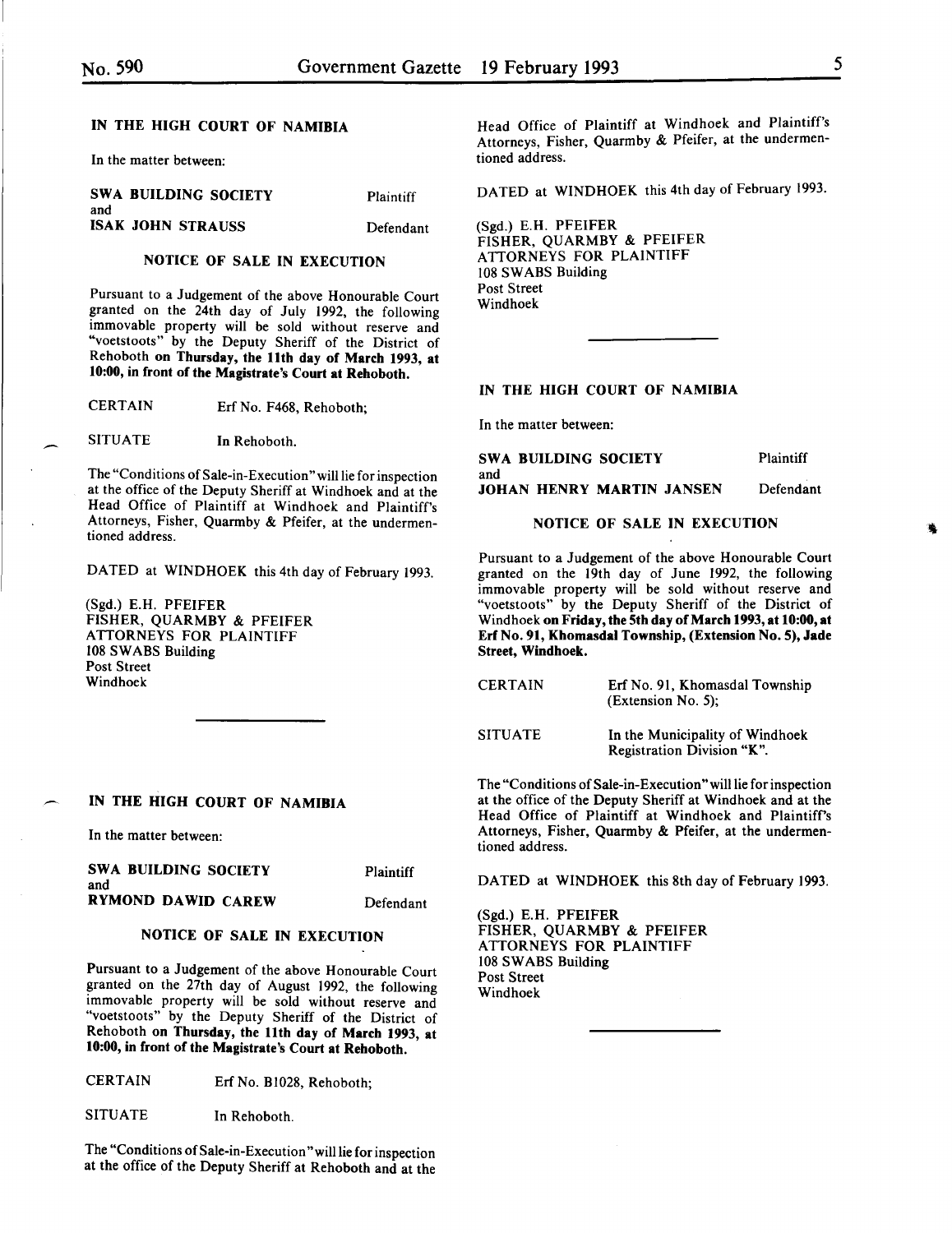## IN THE HIGH COURT OF NAMIBIA

In the matter between:

| | |
|---|---|
| **SWA BUILDING SOCIETY** | Plaintiff |
| and | |
| **ISAK JOHN STRAUSS** | Defendant |

### NOTICE OF SALE IN EXECUTION

Pursuant to a Judgement of the above Honourable Court granted on the 24th day of July 1992, the following immovable property will be sold without reserve and "voetstoots" by the Deputy Sheriff of the District of Rehoboth **on Thursday, the 11th day of March 1993, at 10:00, in front of the Magistrate's Court at Rehoboth.**

CERTAIN Erf No. F468, Rehoboth;

SITUATE In Rehoboth.

The "Conditions of Sale-in-Execution" will lie for inspection at the office of the Deputy Sheriff at Windhoek and at the Head Office of Plaintiff at Windhoek and Plaintiff's Attorneys, Fisher, Quarmby & Pfeifer, at the undermentioned address.

DATED at WINDHOEK this 4th day of February 1993.

(Sgd.) E.H. PFEIFER
FISHER, QUARMBY & PFEIFER
ATTORNEYS FOR PLAINTIFF
108 SWABS Building
Post Street
Windhoek

---

## IN THE HIGH COURT OF NAMIBIA

In the matter between:

| | |
|---|---|
| **SWA BUILDING SOCIETY** | Plaintiff |
| and | |
| **RYMOND DAWID CAREW** | Defendant |

### NOTICE OF SALE IN EXECUTION

Pursuant to a Judgement of the above Honourable Court granted on the 27th day of August 1992, the following immovable property will be sold without reserve and "voetstoots" by the Deputy Sheriff of the District of Rehoboth **on Thursday, the 11th day of March 1993, at 10:00, in front of the Magistrate's Court at Rehoboth.**

CERTAIN Erf No. B1028, Rehoboth;

SITUATE In Rehoboth.

The "Conditions of Sale-in-Execution" will lie for inspection at the office of the Deputy Sheriff at Rehoboth and at the Head Office of Plaintiff at Windhoek and Plaintiff's Attorneys, Fisher, Quarmby & Pfeifer, at the undermentioned address.

DATED at WINDHOEK this 4th day of February 1993.

(Sgd.) E.H. PFEIFER
FISHER, QUARMBY & PFEIFER
ATTORNEYS FOR PLAINTIFF
108 SWABS Building
Post Street
Windhoek

---

## IN THE HIGH COURT OF NAMIBIA

In the matter between:

| | |
|---|---|
| **SWA BUILDING SOCIETY** | Plaintiff |
| and | |
| **JOHAN HENRY MARTIN JANSEN** | Defendant |

### NOTICE OF SALE IN EXECUTION

Pursuant to a Judgement of the above Honourable Court granted on the 19th day of June 1992, the following immovable property will be sold without reserve and "voetstoots" by the Deputy Sheriff of the District of Windhoek **on Friday, the 5th day of March 1993, at 10:00, at Erf No. 91, Khomasdal Township, (Extension No. 5), Jade Street, Windhoek.**

CERTAIN Erf No. 91, Khomasdal Township (Extension No. 5);

SITUATE In the Municipality of Windhoek Registration Division "K".

The "Conditions of Sale-in-Execution" will lie for inspection at the office of the Deputy Sheriff at Windhoek and at the Head Office of Plaintiff at Windhoek and Plaintiff's Attorneys, Fisher, Quarmby & Pfeifer, at the undermentioned address.

DATED at WINDHOEK this 8th day of February 1993.

(Sgd.) E.H. PFEIFER
FISHER, QUARMBY & PFEIFER
ATTORNEYS FOR PLAINTIFF
108 SWABS Building
Post Street
Windhoek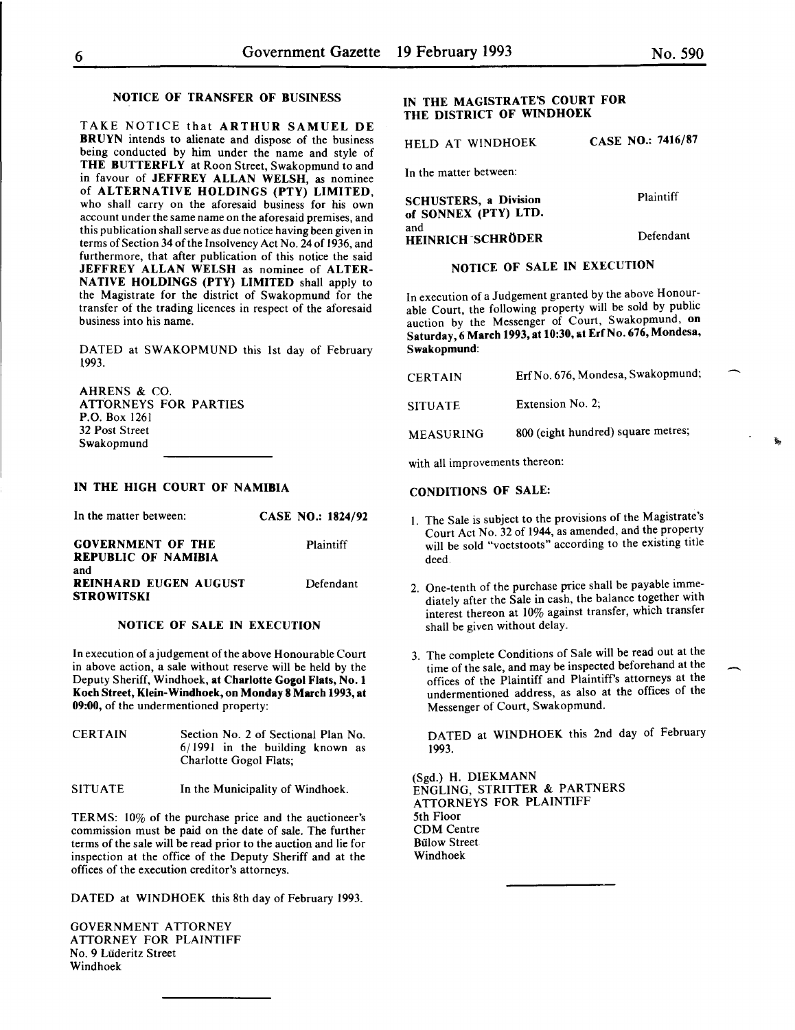### NOTICE OF TRANSFER OF BUSINESS

TAKE NOTICE that **ARTHUR SAMUEL DE BRUYN** intends to alienate and dispose of the business being conducted by him under the name and style of **THE BUTTERFLY** at Roon Street, Swakopmund to and in favour of **JEFFREY ALLAN WELSH**, as nominee of **ALTERNATIVE HOLDINGS (PTY) LIMITED**, who shall carry on the aforesaid business for his own account under the same name on the aforesaid premises, and this publication shall serve as due notice having been given in terms of Section 34 of the Insolvency Act No. 24 of 1936, and furthermore, that after publication of this notice the said **JEFFREY ALLAN WELSH** as nominee of **ALTERNATIVE HOLDINGS (PTY) LIMITED** shall apply to the Magistrate for the district of Swakopmund for the transfer of the trading licences in respect of the aforesaid business into his name.

DATED at SWAKOPMUND this 1st day of February 1993.

AHRENS & CO.
ATTORNEYS FOR PARTIES
P.O. Box 1261
32 Post Street
Swakopmund

---

**IN THE HIGH COURT OF NAMIBIA**

In the matter between: **CASE NO.: 1824/92**

**GOVERNMENT OF THE REPUBLIC OF NAMIBIA** — Plaintiff

and

**REINHARD EUGEN AUGUST STROWITSKI** — Defendant

### NOTICE OF SALE IN EXECUTION

In execution of a judgement of the above Honourable Court in above action, a sale without reserve will be held by the Deputy Sheriff, Windhoek, **at Charlotte Gogol Flats, No. 1 Koch Street, Klein-Windhoek, on Monday 8 March 1993, at 09:00**, of the undermentioned property:

| | |
|---|---|
| CERTAIN | Section No. 2 of Sectional Plan No. 6/1991 in the building known as Charlotte Gogol Flats; |
| SITUATE | In the Municipality of Windhoek. |

TERMS: 10% of the purchase price and the auctioneer's commission must be paid on the date of sale. The further terms of the sale will be read prior to the auction and lie for inspection at the office of the Deputy Sheriff and at the offices of the execution creditor's attorneys.

DATED at WINDHOEK this 8th day of February 1993.

GOVERNMENT ATTORNEY
ATTORNEY FOR PLAINTIFF
No. 9 Lüderitz Street
Windhoek

---

**IN THE MAGISTRATE'S COURT FOR THE DISTRICT OF WINDHOEK**

HELD AT WINDHOEK **CASE NO.: 7416/87**

In the matter between:

**SCHUSTERS, a Division of SONNEX (PTY) LTD.** — Plaintiff

and

**HEINRICH SCHRÖDER** — Defendant

### NOTICE OF SALE IN EXECUTION

In execution of a Judgement granted by the above Honourable Court, the following property will be sold by public auction by the Messenger of Court, Swakopmund, **on Saturday, 6 March 1993, at 10:30, at Erf No. 676, Mondesa, Swakopmund**:

| | |
|---|---|
| CERTAIN | Erf No. 676, Mondesa, Swakopmund; |
| SITUATE | Extension No. 2; |
| MEASURING | 800 (eight hundred) square metres; |

with all improvements thereon:

**CONDITIONS OF SALE:**

1. The Sale is subject to the provisions of the Magistrate's Court Act No. 32 of 1944, as amended, and the property will be sold "voetstoots" according to the existing title deed.
2. One-tenth of the purchase price shall be payable immediately after the Sale in cash, the balance together with interest thereon at 10% against transfer, which transfer shall be given without delay.
3. The complete Conditions of Sale will be read out at the time of the sale, and may be inspected beforehand at the offices of the Plaintiff and Plaintiff's attorneys at the undermentioned address, as also at the offices of the Messenger of Court, Swakopmund.

DATED at WINDHOEK this 2nd day of February 1993.

(Sgd.) H. DIEKMANN
ENGLING, STRITTER & PARTNERS
ATTORNEYS FOR PLAINTIFF
5th Floor
CDM Centre
Bülow Street
Windhoek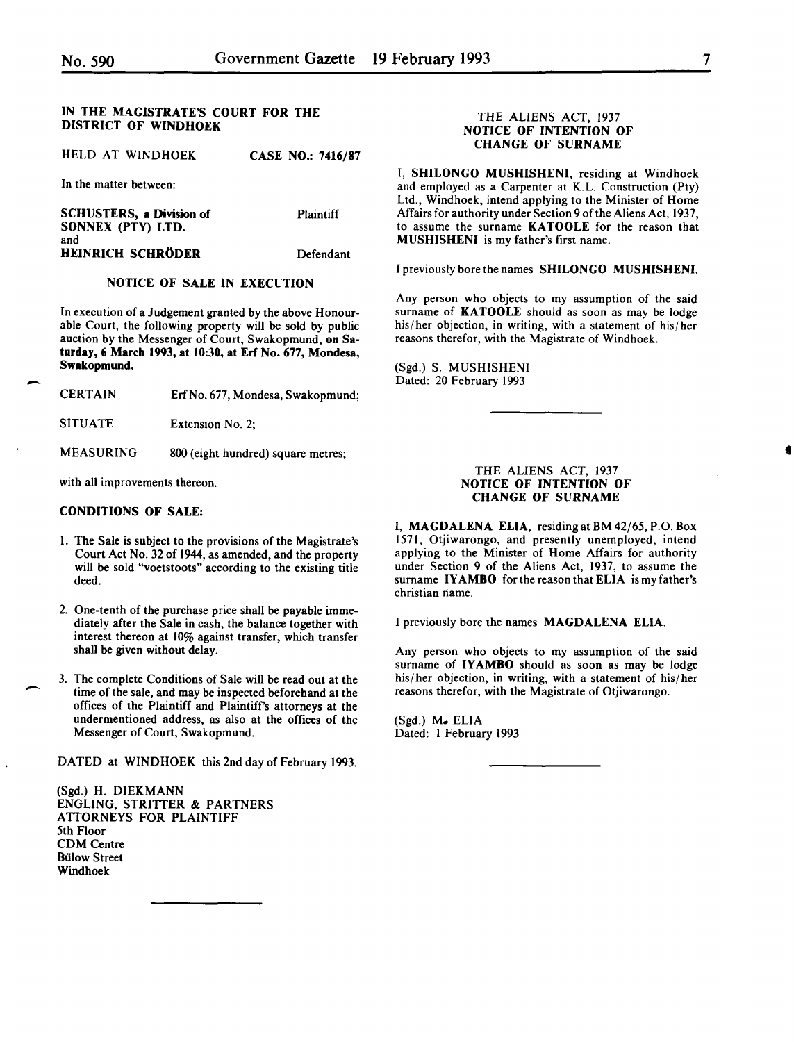### IN THE MAGISTRATE'S COURT FOR THE DISTRICT OF WINDHOEK

HELD AT WINDHOEK **CASE NO.: 7416/87**

In the matter between:

| | |
|---|---|
| **SCHUSTERS, a Division of SONNEX (PTY) LTD.** | Plaintiff |
| and | |
| **HEINRICH SCHRÖDER** | Defendant |

#### NOTICE OF SALE IN EXECUTION

In execution of a Judgement granted by the above Honourable Court, the following property will be sold by public auction by the Messenger of Court, Swakopmund, **on Saturday, 6 March 1993, at 10:30, at Erf No. 677, Mondesa, Swakopmund.**

| | |
|---|---|
| CERTAIN | Erf No. 677, Mondesa, Swakopmund; |
| SITUATE | Extension No. 2; |
| MEASURING | 800 (eight hundred) square metres; |

with all improvements thereon.

**CONDITIONS OF SALE:**

1. The Sale is subject to the provisions of the Magistrate's Court Act No. 32 of 1944, as amended, and the property will be sold "voetstoots" according to the existing title deed.

2. One-tenth of the purchase price shall be payable immediately after the Sale in cash, the balance together with interest thereon at 10% against transfer, which transfer shall be given without delay.

3. The complete Conditions of Sale will be read out at the time of the sale, and may be inspected beforehand at the offices of the Plaintiff and Plaintiff's attorneys at the undermentioned address, as also at the offices of the Messenger of Court, Swakopmund.

DATED at WINDHOEK this 2nd day of February 1993.

(Sgd.) H. DIEKMANN
ENGLING, STRITTER & PARTNERS
ATTORNEYS FOR PLAINTIFF
5th Floor
CDM Centre
Bülow Street
Windhoek

---

### THE ALIENS ACT, 1937
### NOTICE OF INTENTION OF CHANGE OF SURNAME

I, **SHILONGO MUSHISHENI**, residing at Windhoek and employed as a Carpenter at K.L. Construction (Pty) Ltd., Windhoek, intend applying to the Minister of Home Affairs for authority under Section 9 of the Aliens Act, 1937, to assume the surname **KATOOLE** for the reason that **MUSHISHENI** is my father's first name.

I previously bore the names **SHILONGO MUSHISHENI**.

Any person who objects to my assumption of the said surname of **KATOOLE** should as soon as may be lodge his/her objection, in writing, with a statement of his/her reasons therefor, with the Magistrate of Windhoek.

(Sgd.) S. MUSHISHENI
Dated: 20 February 1993

---

### THE ALIENS ACT, 1937
### NOTICE OF INTENTION OF CHANGE OF SURNAME

I, **MAGDALENA ELIA**, residing at BM 42/65, P.O. Box 1571, Otjiwarongo, and presently unemployed, intend applying to the Minister of Home Affairs for authority under Section 9 of the Aliens Act, 1937, to assume the surname **IYAMBO** for the reason that **ELIA** is my father's christian name.

I previously bore the names **MAGDALENA ELIA**.

Any person who objects to my assumption of the said surname of **IYAMBO** should as soon as may be lodge his/her objection, in writing, with a statement of his/her reasons therefor, with the Magistrate of Otjiwarongo.

(Sgd.) M. ELIA
Dated: 1 February 1993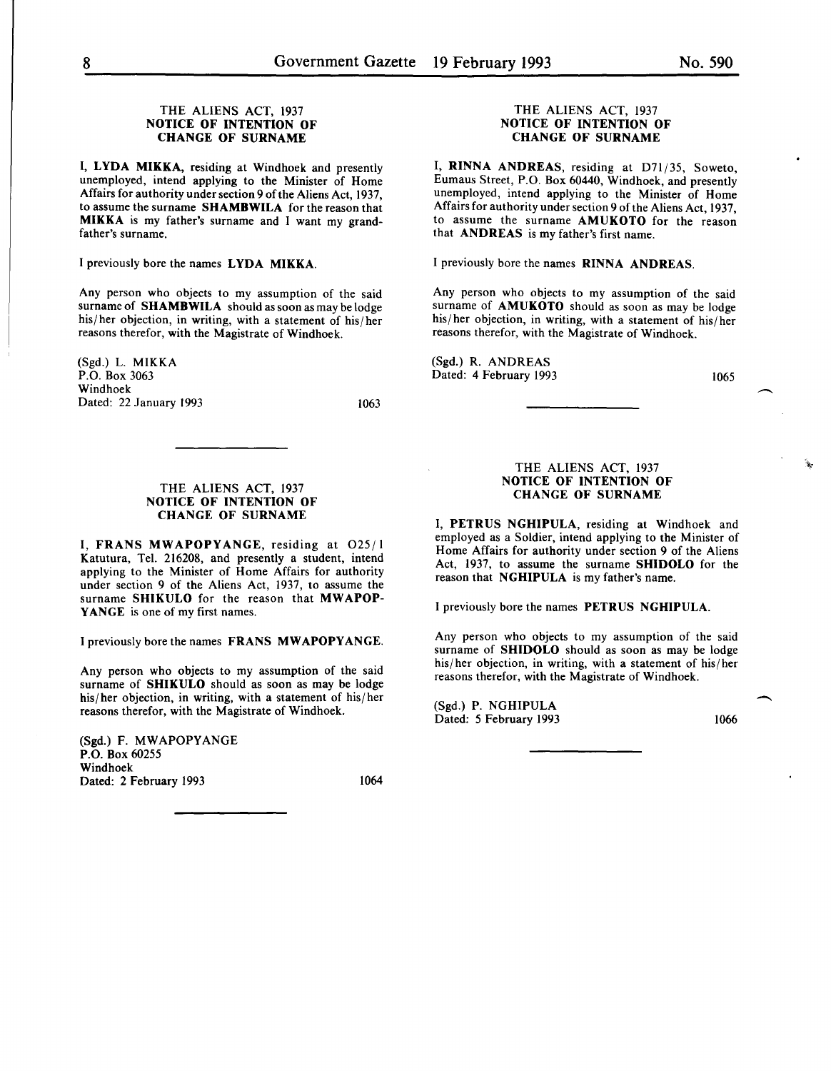### THE ALIENS ACT, 1937
**NOTICE OF INTENTION OF CHANGE OF SURNAME**

I, **LYDA MIKKA,** residing at Windhoek and presently unemployed, intend applying to the Minister of Home Affairs for authority under section 9 of the Aliens Act, 1937, to assume the surname **SHAMBWILA** for the reason that **MIKKA** is my father's surname and I want my grandfather's surname.

I previously bore the names **LYDA MIKKA.**

Any person who objects to my assumption of the said surname of **SHAMBWILA** should as soon as may be lodge his/her objection, in writing, with a statement of his/her reasons therefor, with the Magistrate of Windhoek.

(Sgd.) L. MIKKA
P.O. Box 3063
Windhoek
Dated: 22 January 1993

1063

---

### THE ALIENS ACT, 1937
**NOTICE OF INTENTION OF CHANGE OF SURNAME**

I, **FRANS MWAPOPYANGE,** residing at O25/1 Katutura, Tel. 216208, and presently a student, intend applying to the Minister of Home Affairs for authority under section 9 of the Aliens Act, 1937, to assume the surname **SHIKULO** for the reason that **MWAPOPYANGE** is one of my first names.

I previously bore the names **FRANS MWAPOPYANGE.**

Any person who objects to my assumption of the said surname of **SHIKULO** should as soon as may be lodge his/her objection, in writing, with a statement of his/her reasons therefor, with the Magistrate of Windhoek.

(Sgd.) F. MWAPOPYANGE
P.O. Box 60255
Windhoek
Dated: 2 February 1993

1064

---

### THE ALIENS ACT, 1937
**NOTICE OF INTENTION OF CHANGE OF SURNAME**

I, **RINNA ANDREAS,** residing at D71/35, Soweto, Eumaus Street, P.O. Box 60440, Windhoek, and presently unemployed, intend applying to the Minister of Home Affairs for authority under section 9 of the Aliens Act, 1937, to assume the surname **AMUKOTO** for the reason that **ANDREAS** is my father's first name.

I previously bore the names **RINNA ANDREAS.**

Any person who objects to my assumption of the said surname of **AMUKOTO** should as soon as may be lodge his/her objection, in writing, with a statement of his/her reasons therefor, with the Magistrate of Windhoek.

(Sgd.) R. ANDREAS
Dated: 4 February 1993

1065

---

### THE ALIENS ACT, 1937
**NOTICE OF INTENTION OF CHANGE OF SURNAME**

I, **PETRUS NGHIPULA,** residing at Windhoek and employed as a Soldier, intend applying to the Minister of Home Affairs for authority under section 9 of the Aliens Act, 1937, to assume the surname **SHIDOLO** for the reason that **NGHIPULA** is my father's name.

I previously bore the names **PETRUS NGHIPULA.**

Any person who objects to my assumption of the said surname of **SHIDOLO** should as soon as may be lodge his/her objection, in writing, with a statement of his/her reasons therefor, with the Magistrate of Windhoek.

(Sgd.) P. NGHIPULA
Dated: 5 February 1993

1066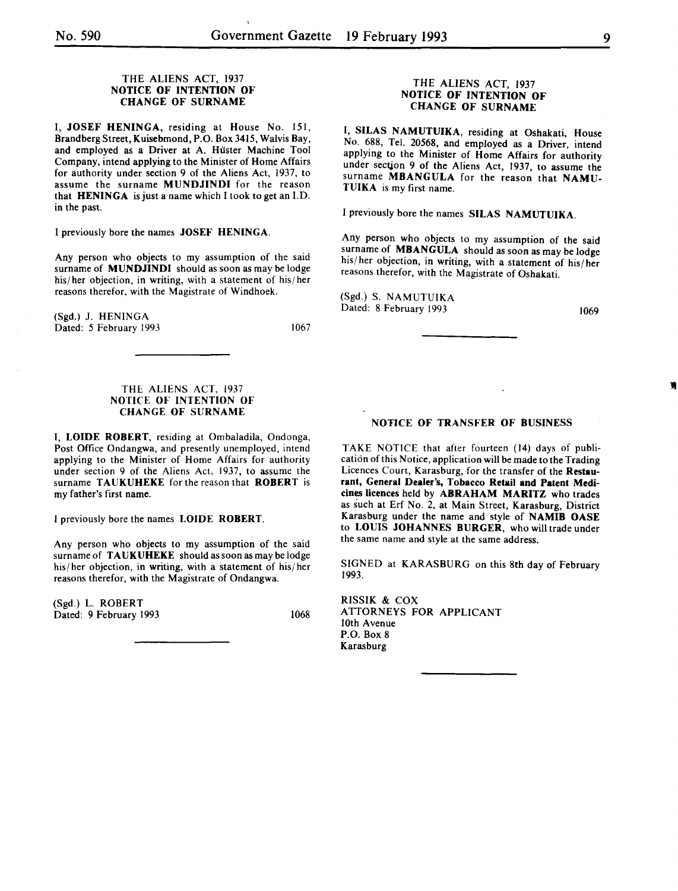THE ALIENS ACT, 1937
**NOTICE OF INTENTION OF CHANGE OF SURNAME**

I, **JOSEF HENINGA**, residing at House No. 151, Brandberg Street, Kuisebmond, P.O. Box 3415, Walvis Bay, and employed as a Driver at A. Hüster Machine Tool Company, intend applying to the Minister of Home Affairs for authority under section 9 of the Aliens Act, 1937, to assume the surname **MUNDJINDI** for the reason that **HENINGA** is just a name which I took to get an I.D. in the past.

I previously bore the names **JOSEF HENINGA**.

Any person who objects to my assumption of the said surname of **MUNDJINDI** should as soon as may be lodge his/her objection, in writing, with a statement of his/her reasons therefor, with the Magistrate of Windhoek.

(Sgd.) J. HENINGA
Dated: 5 February 1993

1067

---

THE ALIENS ACT, 1937
**NOTICE OF INTENTION OF CHANGE OF SURNAME**

I, **LOIDE ROBERT**, residing at Ombaladila, Ondonga, Post Office Ondangwa, and presently unemployed, intend applying to the Minister of Home Affairs for authority under section 9 of the Aliens Act, 1937, to assume the surname **TAUKUHEKE** for the reason that **ROBERT** is my father's first name.

I previously bore the names **LOIDE ROBERT**.

Any person who objects to my assumption of the said surname of **TAUKUHEKE** should as soon as may be lodge his/her objection, in writing, with a statement of his/her reasons therefor, with the Magistrate of Ondangwa.

(Sgd.) L. ROBERT
Dated: 9 February 1993

1068

---

THE ALIENS ACT, 1937
**NOTICE OF INTENTION OF CHANGE OF SURNAME**

I, **SILAS NAMUTUIKA**, residing at Oshakati, House No. 688, Tel. 20568, and employed as a Driver, intend applying to the Minister of Home Affairs for authority under section 9 of the Aliens Act, 1937, to assume the surname **MBANGULA** for the reason that **NAMUTUIKA** is my first name.

I previously bore the names **SILAS NAMUTUIKA**.

Any person who objects to my assumption of the said surname of **MBANGULA** should as soon as may be lodge his/her objection, in writing, with a statement of his/her reasons therefor, with the Magistrate of Oshakati.

(Sgd.) S. NAMUTUIKA
Dated: 8 February 1993

1069

---

**NOTICE OF TRANSFER OF BUSINESS**

TAKE NOTICE that after fourteen (14) days of publication of this Notice, application will be made to the Trading Licences Court, Karasburg, for the transfer of the **Restaurant, General Dealer's, Tobacco Retail and Patent Medicines licences** held by **ABRAHAM MARITZ** who trades as such at Erf No. 2, at Main Street, Karasburg, District Karasburg under the name and style of **NAMIB OASE** to **LOUIS JOHANNES BURGER**, who will trade under the same name and style at the same address.

SIGNED at KARASBURG on this 8th day of February 1993.

RISSIK & COX
ATTORNEYS FOR APPLICANT
10th Avenue
P.O. Box 8
Karasburg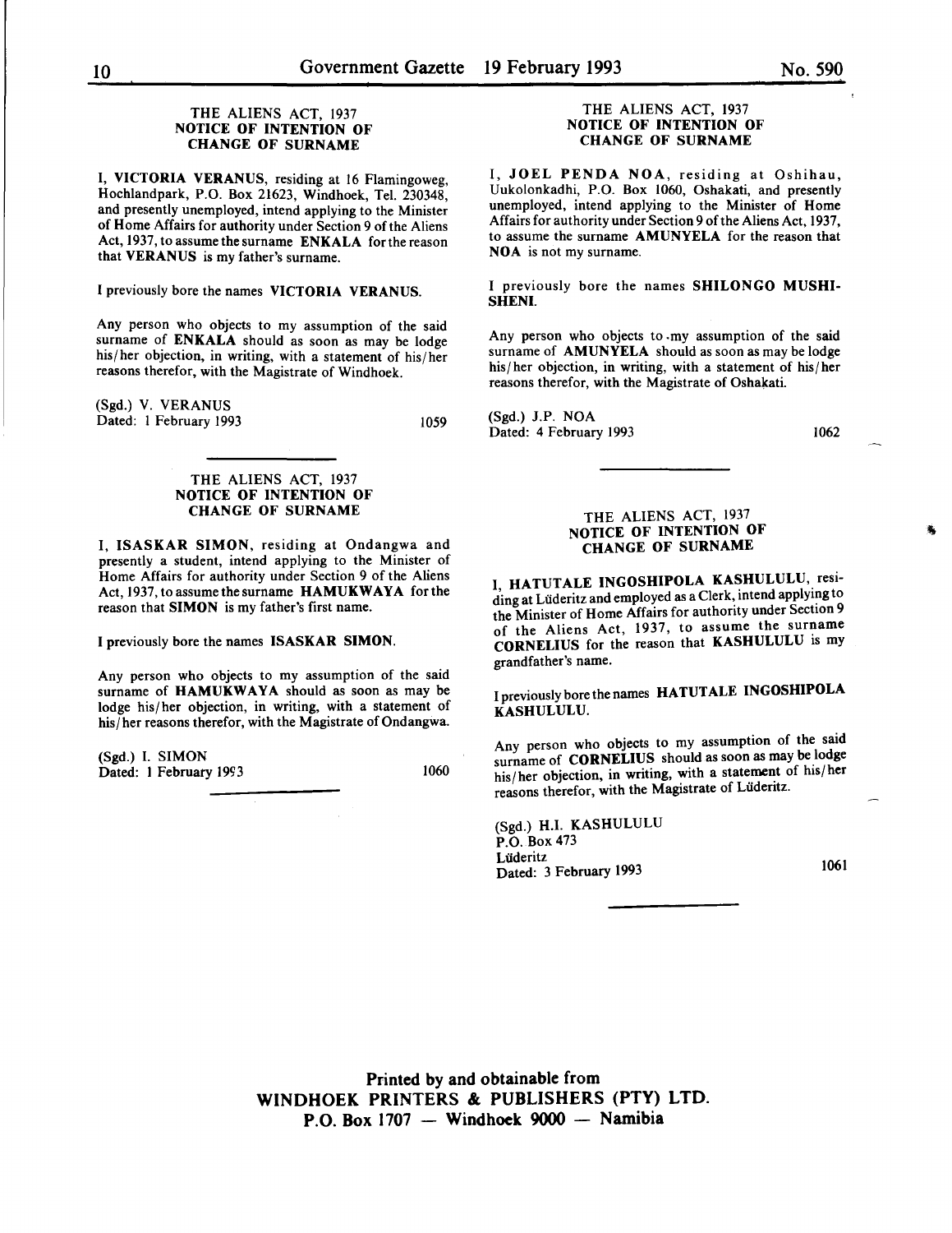### THE ALIENS ACT, 1937
### NOTICE OF INTENTION OF CHANGE OF SURNAME

I, **VICTORIA VERANUS**, residing at 16 Flamingoweg, Hochlandpark, P.O. Box 21623, Windhoek, Tel. 230348, and presently unemployed, intend applying to the Minister of Home Affairs for authority under Section 9 of the Aliens Act, 1937, to assume the surname **ENKALA** for the reason that **VERANUS** is my father's surname.

I previously bore the names **VICTORIA VERANUS**.

Any person who objects to my assumption of the said surname of **ENKALA** should as soon as may be lodge his/her objection, in writing, with a statement of his/her reasons therefor, with the Magistrate of Windhoek.

(Sgd.) V. VERANUS
Dated: 1 February 1993

1059

---

### THE ALIENS ACT, 1937
### NOTICE OF INTENTION OF CHANGE OF SURNAME

I, **ISASKAR SIMON**, residing at Ondangwa and presently a student, intend applying to the Minister of Home Affairs for authority under Section 9 of the Aliens Act, 1937, to assume the surname **HAMUKWAYA** for the reason that **SIMON** is my father's first name.

I previously bore the names **ISASKAR SIMON**.

Any person who objects to my assumption of the said surname of **HAMUKWAYA** should as soon as may be lodge his/her objection, in writing, with a statement of his/her reasons therefor, with the Magistrate of Ondangwa.

(Sgd.) I. SIMON
Dated: 1 February 1993

1060

---

### THE ALIENS ACT, 1937
### NOTICE OF INTENTION OF CHANGE OF SURNAME

I, **JOEL PENDA NOA**, residing at Oshihau, Uukolonkadhi, P.O. Box 1060, Oshakati, and presently unemployed, intend applying to the Minister of Home Affairs for authority under Section 9 of the Aliens Act, 1937, to assume the surname **AMUNYELA** for the reason that **NOA** is not my surname.

I previously bore the names **SHILONGO MUSHISHENI**.

Any person who objects to my assumption of the said surname of **AMUNYELA** should as soon as may be lodge his/her objection, in writing, with a statement of his/her reasons therefor, with the Magistrate of Oshakati.

(Sgd.) J.P. NOA
Dated: 4 February 1993

1062

---

### THE ALIENS ACT, 1937
### NOTICE OF INTENTION OF CHANGE OF SURNAME

I, **HATUTALE INGOSHIPOLA KASHULULU**, residing at Lüderitz and employed as a Clerk, intend applying to the Minister of Home Affairs for authority under Section 9 of the Aliens Act, 1937, to assume the surname **CORNELIUS** for the reason that **KASHULULU** is my grandfather's name.

I previously bore the names **HATUTALE INGOSHIPOLA KASHULULU**.

Any person who objects to my assumption of the said surname of **CORNELIUS** should as soon as may be lodge his/her objection, in writing, with a statement of his/her reasons therefor, with the Magistrate of Lüderitz.

(Sgd.) H.I. KASHULULU
P.O. Box 473
Lüderitz
Dated: 3 February 1993

1061

---

**Printed by and obtainable from**
**WINDHOEK PRINTERS & PUBLISHERS (PTY) LTD.**
**P.O. Box 1707 — Windhoek 9000 — Namibia**